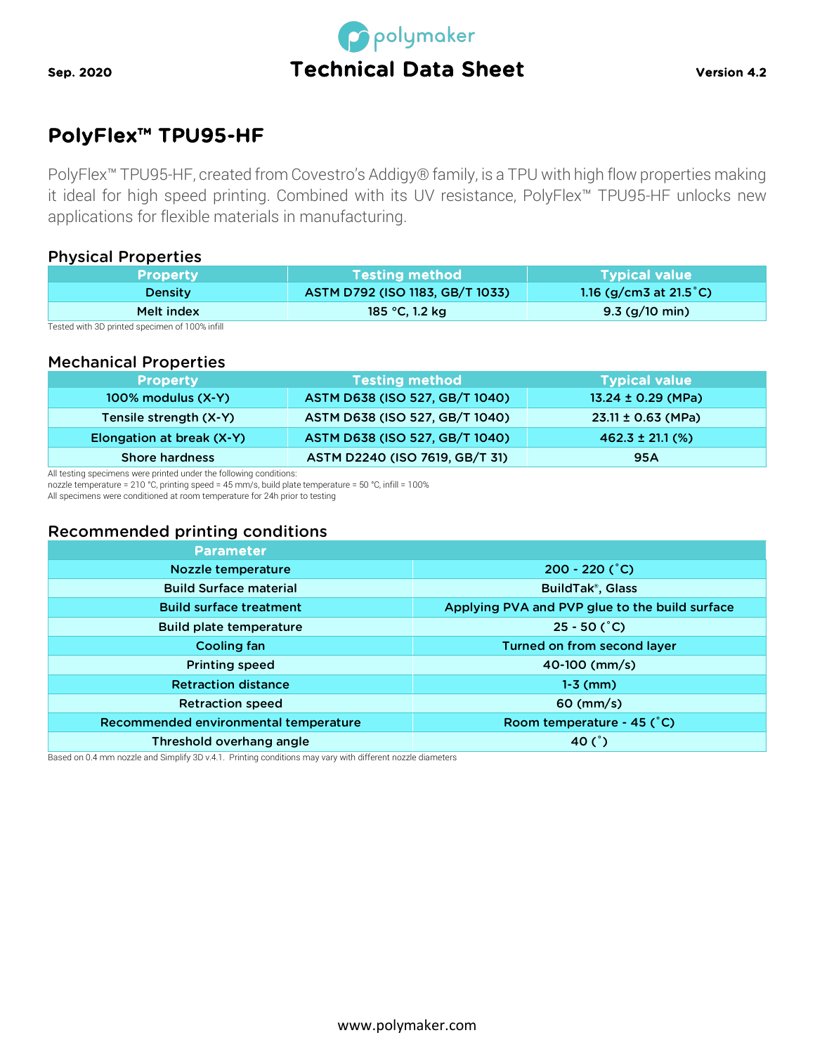Sep. 2020

# Technical Data Sheet

Version 4.2

## PolyFlex™ TPU95-HF

PolyFlex™ TPU95-HF, created from Covestro's Addigy® family, is a TPU with high flow properties making it ideal for high speed printing. Combined with its UV resistance, PolyFlex™ TPU95-HF unlocks new applications for flexible materials in manufacturing.

### Physical Properties

| Property | Testing method | Typical value |
|---|---|---|
| Density | ASTM D792 (ISO 1183, GB/T 1033) | 1.16 (g/cm3 at 21.5˚C) |
| Melt index | 185 °C, 1.2 kg | 9.3 (g/10 min) |

Tested with 3D printed specimen of 100% infill

### Mechanical Properties

| Property | Testing method | Typical value |
|---|---|---|
| 100% modulus (X-Y) | ASTM D638 (ISO 527, GB/T 1040) | 13.24 ± 0.29 (MPa) |
| Tensile strength (X-Y) | ASTM D638 (ISO 527, GB/T 1040) | 23.11 ± 0.63 (MPa) |
| Elongation at break (X-Y) | ASTM D638 (ISO 527, GB/T 1040) | 462.3 ± 21.1 (%) |
| Shore hardness | ASTM D2240 (ISO 7619, GB/T 31) | 95A |

All testing specimens were printed under the following conditions:
nozzle temperature = 210 °C, printing speed = 45 mm/s, build plate temperature = 50 °C, infill = 100%
All specimens were conditioned at room temperature for 24h prior to testing

### Recommended printing conditions

| Parameter | |
|---|---|
| Nozzle temperature | 200 - 220 (˚C) |
| Build Surface material | BuildTak®, Glass |
| Build surface treatment | Applying PVA and PVP glue to the build surface |
| Build plate temperature | 25 - 50 (˚C) |
| Cooling fan | Turned on from second layer |
| Printing speed | 40-100 (mm/s) |
| Retraction distance | 1-3 (mm) |
| Retraction speed | 60 (mm/s) |
| Recommended environmental temperature | Room temperature - 45 (˚C) |
| Threshold overhang angle | 40 (˚) |

Based on 0.4 mm nozzle and Simplify 3D v.4.1. Printing conditions may vary with different nozzle diameters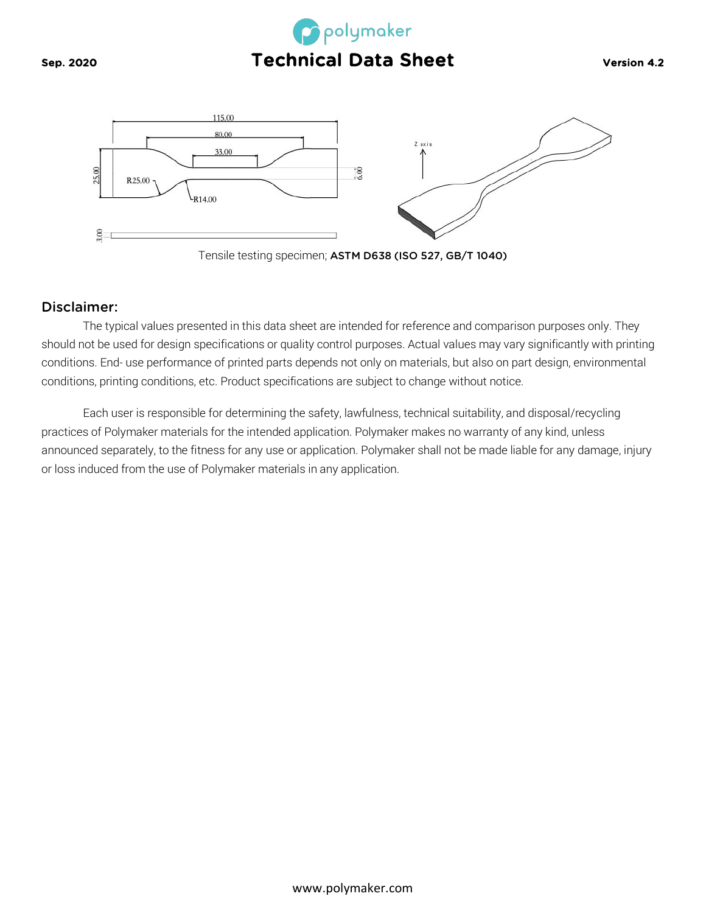Technical Data Sheet

115.00
80.00
33.00
25.00
6.00
R25.00
R14.00
3.00
Z axis

Tensile testing specimen; **ASTM D638 (ISO 527, GB/T 1040)**

## Disclaimer:

The typical values presented in this data sheet are intended for reference and comparison purposes only. They should not be used for design specifications or quality control purposes. Actual values may vary significantly with printing conditions. End- use performance of printed parts depends not only on materials, but also on part design, environmental conditions, printing conditions, etc. Product specifications are subject to change without notice.

Each user is responsible for determining the safety, lawfulness, technical suitability, and disposal/recycling practices of Polymaker materials for the intended application. Polymaker makes no warranty of any kind, unless announced separately, to the fitness for any use or application. Polymaker shall not be made liable for any damage, injury or loss induced from the use of Polymaker materials in any application.